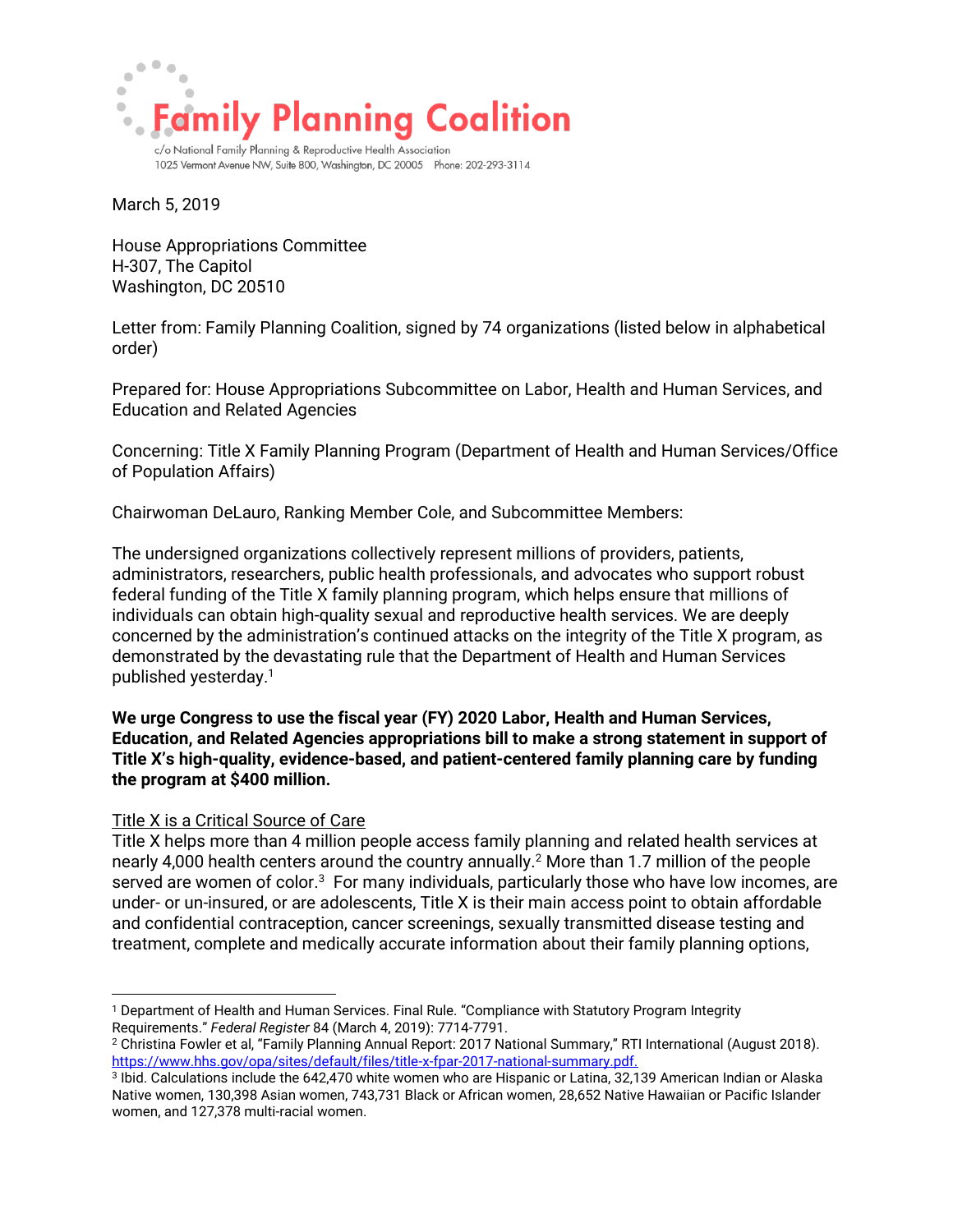# Family Planning Coalition

c/o National Family Planning & Reproductive Health Association
1025 Vermont Avenue NW, Suite 800, Washington, DC 20005 Phone: 202-293-3114

March 5, 2019

House Appropriations Committee
H-307, The Capitol
Washington, DC 20510

Letter from: Family Planning Coalition, signed by 74 organizations (listed below in alphabetical order)

Prepared for: House Appropriations Subcommittee on Labor, Health and Human Services, and Education and Related Agencies

Concerning: Title X Family Planning Program (Department of Health and Human Services/Office of Population Affairs)

Chairwoman DeLauro, Ranking Member Cole, and Subcommittee Members:

The undersigned organizations collectively represent millions of providers, patients, administrators, researchers, public health professionals, and advocates who support robust federal funding of the Title X family planning program, which helps ensure that millions of individuals can obtain high-quality sexual and reproductive health services. We are deeply concerned by the administration's continued attacks on the integrity of the Title X program, as demonstrated by the devastating rule that the Department of Health and Human Services published yesterday.[1]

**We urge Congress to use the fiscal year (FY) 2020 Labor, Health and Human Services, Education, and Related Agencies appropriations bill to make a strong statement in support of Title X's high-quality, evidence-based, and patient-centered family planning care by funding the program at $400 million.**

## Title X is a Critical Source of Care

Title X helps more than 4 million people access family planning and related health services at nearly 4,000 health centers around the country annually.[2] More than 1.7 million of the people served are women of color.[3] For many individuals, particularly those who have low incomes, are under- or un-insured, or are adolescents, Title X is their main access point to obtain affordable and confidential contraception, cancer screenings, sexually transmitted disease testing and treatment, complete and medically accurate information about their family planning options,

---

[1] Department of Health and Human Services. Final Rule. "Compliance with Statutory Program Integrity Requirements." *Federal Register* 84 (March 4, 2019): 7714-7791.

[2] Christina Fowler et al, "Family Planning Annual Report: 2017 National Summary," RTI International (August 2018). https://www.hhs.gov/opa/sites/default/files/title-x-fpar-2017-national-summary.pdf.

[3] Ibid. Calculations include the 642,470 white women who are Hispanic or Latina, 32,139 American Indian or Alaska Native women, 130,398 Asian women, 743,731 Black or African women, 28,652 Native Hawaiian or Pacific Islander women, and 127,378 multi-racial women.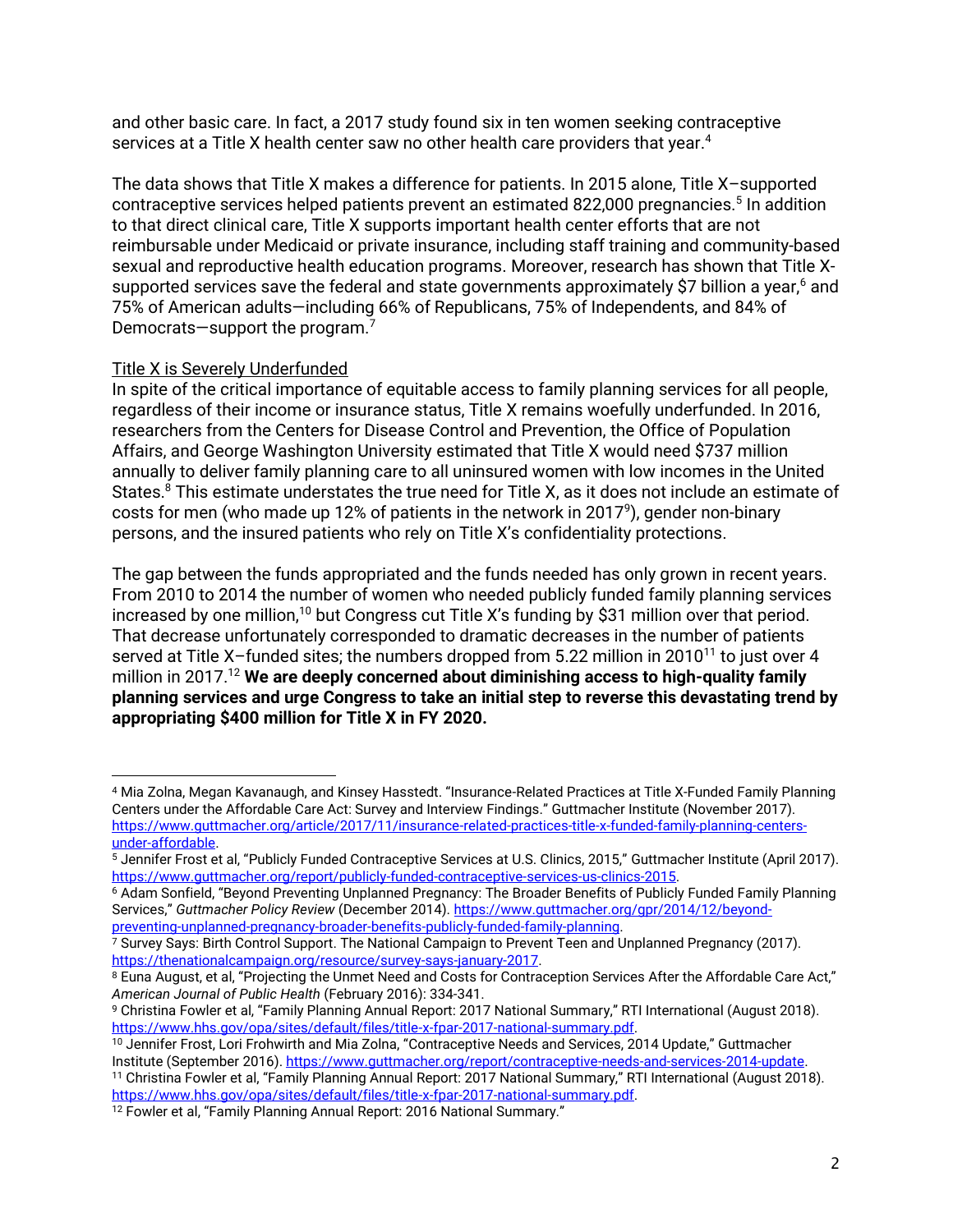and other basic care. In fact, a 2017 study found six in ten women seeking contraceptive services at a Title X health center saw no other health care providers that year.[4]

The data shows that Title X makes a difference for patients. In 2015 alone, Title X–supported contraceptive services helped patients prevent an estimated 822,000 pregnancies.[5] In addition to that direct clinical care, Title X supports important health center efforts that are not reimbursable under Medicaid or private insurance, including staff training and community-based sexual and reproductive health education programs. Moreover, research has shown that Title X-supported services save the federal and state governments approximately $7 billion a year,[6] and 75% of American adults—including 66% of Republicans, 75% of Independents, and 84% of Democrats—support the program.[7]

Title X is Severely Underfunded

In spite of the critical importance of equitable access to family planning services for all people, regardless of their income or insurance status, Title X remains woefully underfunded. In 2016, researchers from the Centers for Disease Control and Prevention, the Office of Population Affairs, and George Washington University estimated that Title X would need $737 million annually to deliver family planning care to all uninsured women with low incomes in the United States.[8] This estimate understates the true need for Title X, as it does not include an estimate of costs for men (who made up 12% of patients in the network in 2017[9]), gender non-binary persons, and the insured patients who rely on Title X's confidentiality protections.

The gap between the funds appropriated and the funds needed has only grown in recent years. From 2010 to 2014 the number of women who needed publicly funded family planning services increased by one million,[10] but Congress cut Title X's funding by $31 million over that period. That decrease unfortunately corresponded to dramatic decreases in the number of patients served at Title X–funded sites; the numbers dropped from 5.22 million in 2010[11] to just over 4 million in 2017.[12] **We are deeply concerned about diminishing access to high-quality family planning services and urge Congress to take an initial step to reverse this devastating trend by appropriating $400 million for Title X in FY 2020.**

---

[4] Mia Zolna, Megan Kavanaugh, and Kinsey Hasstedt. "Insurance-Related Practices at Title X-Funded Family Planning Centers under the Affordable Care Act: Survey and Interview Findings." Guttmacher Institute (November 2017). https://www.guttmacher.org/article/2017/11/insurance-related-practices-title-x-funded-family-planning-centers-under-affordable.

[5] Jennifer Frost et al, "Publicly Funded Contraceptive Services at U.S. Clinics, 2015," Guttmacher Institute (April 2017). https://www.guttmacher.org/report/publicly-funded-contraceptive-services-us-clinics-2015.

[6] Adam Sonfield, "Beyond Preventing Unplanned Pregnancy: The Broader Benefits of Publicly Funded Family Planning Services," *Guttmacher Policy Review* (December 2014). https://www.guttmacher.org/gpr/2014/12/beyond-preventing-unplanned-pregnancy-broader-benefits-publicly-funded-family-planning.

[7] Survey Says: Birth Control Support. The National Campaign to Prevent Teen and Unplanned Pregnancy (2017). https://thenationalcampaign.org/resource/survey-says-january-2017.

[8] Euna August, et al, "Projecting the Unmet Need and Costs for Contraception Services After the Affordable Care Act," *American Journal of Public Health* (February 2016): 334-341.

[9] Christina Fowler et al, "Family Planning Annual Report: 2017 National Summary," RTI International (August 2018). https://www.hhs.gov/opa/sites/default/files/title-x-fpar-2017-national-summary.pdf.

[10] Jennifer Frost, Lori Frohwirth and Mia Zolna, "Contraceptive Needs and Services, 2014 Update," Guttmacher Institute (September 2016). https://www.guttmacher.org/report/contraceptive-needs-and-services-2014-update.

[11] Christina Fowler et al, "Family Planning Annual Report: 2017 National Summary," RTI International (August 2018). https://www.hhs.gov/opa/sites/default/files/title-x-fpar-2017-national-summary.pdf.

[12] Fowler et al, "Family Planning Annual Report: 2016 National Summary."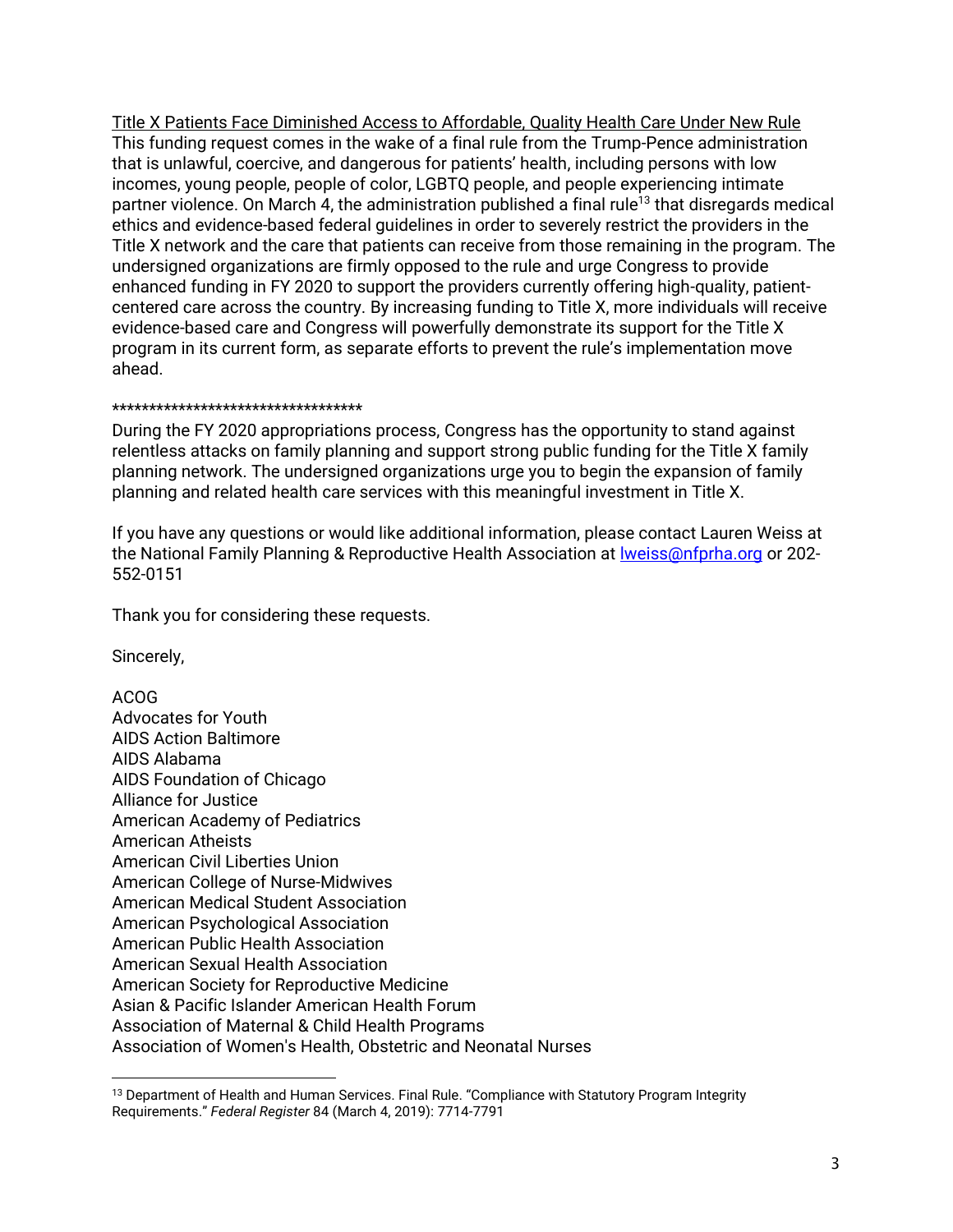<u>Title X Patients Face Diminished Access to Affordable, Quality Health Care Under New Rule</u>
This funding request comes in the wake of a final rule from the Trump-Pence administration that is unlawful, coercive, and dangerous for patients' health, including persons with low incomes, young people, people of color, LGBTQ people, and people experiencing intimate partner violence. On March 4, the administration published a final rule[13] that disregards medical ethics and evidence-based federal guidelines in order to severely restrict the providers in the Title X network and the care that patients can receive from those remaining in the program. The undersigned organizations are firmly opposed to the rule and urge Congress to provide enhanced funding in FY 2020 to support the providers currently offering high-quality, patient-centered care across the country. By increasing funding to Title X, more individuals will receive evidence-based care and Congress will powerfully demonstrate its support for the Title X program in its current form, as separate efforts to prevent the rule's implementation move ahead.

**********************************

During the FY 2020 appropriations process, Congress has the opportunity to stand against relentless attacks on family planning and support strong public funding for the Title X family planning network. The undersigned organizations urge you to begin the expansion of family planning and related health care services with this meaningful investment in Title X.

If you have any questions or would like additional information, please contact Lauren Weiss at the National Family Planning & Reproductive Health Association at lweiss@nfprha.org or 202-552-0151

Thank you for considering these requests.

Sincerely,

ACOG
Advocates for Youth
AIDS Action Baltimore
AIDS Alabama
AIDS Foundation of Chicago
Alliance for Justice
American Academy of Pediatrics
American Atheists
American Civil Liberties Union
American College of Nurse-Midwives
American Medical Student Association
American Psychological Association
American Public Health Association
American Sexual Health Association
American Society for Reproductive Medicine
Asian & Pacific Islander American Health Forum
Association of Maternal & Child Health Programs
Association of Women's Health, Obstetric and Neonatal Nurses

---

[13] Department of Health and Human Services. Final Rule. "Compliance with Statutory Program Integrity Requirements." *Federal Register* 84 (March 4, 2019): 7714-7791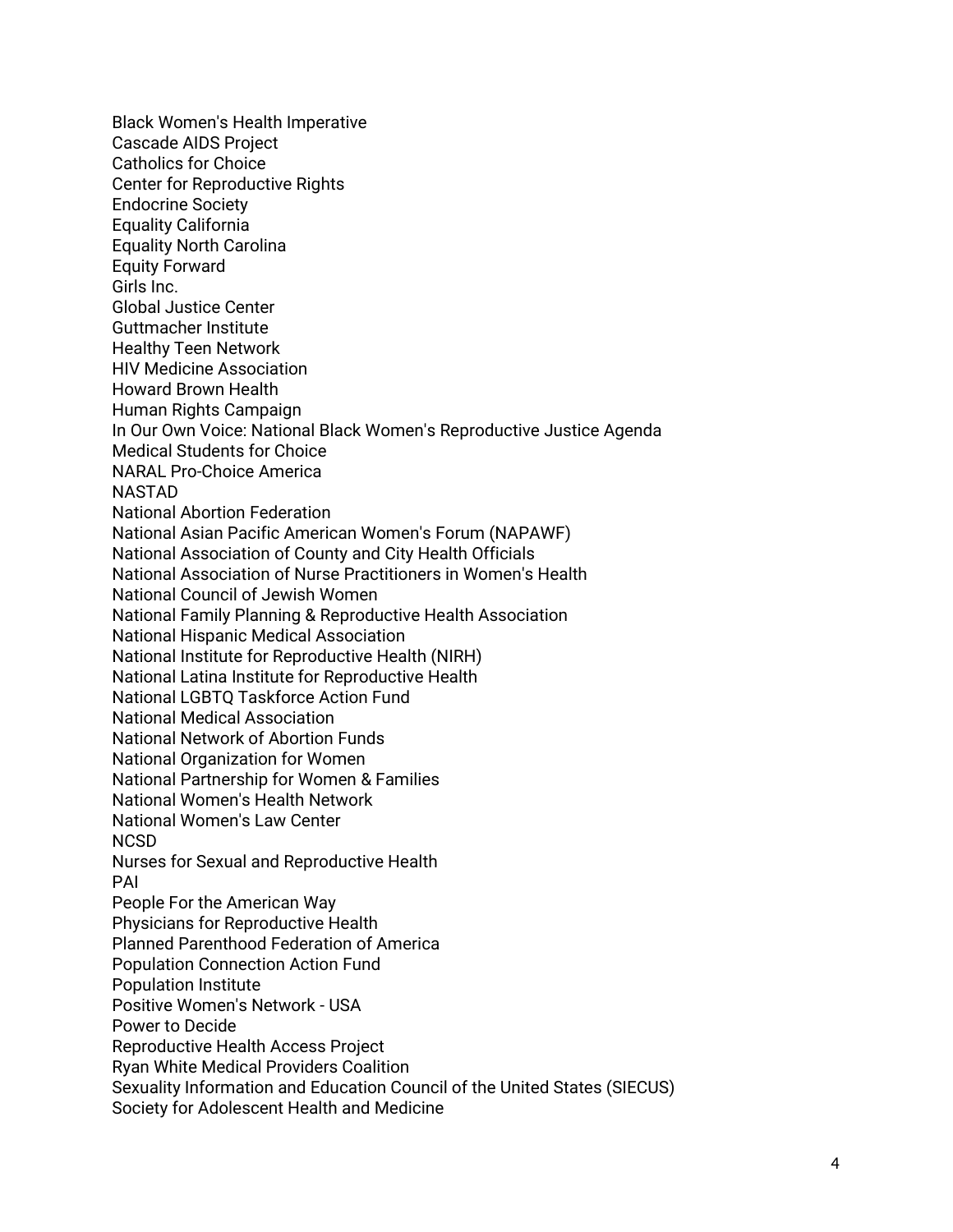Black Women's Health Imperative
Cascade AIDS Project
Catholics for Choice
Center for Reproductive Rights
Endocrine Society
Equality California
Equality North Carolina
Equity Forward
Girls Inc.
Global Justice Center
Guttmacher Institute
Healthy Teen Network
HIV Medicine Association
Howard Brown Health
Human Rights Campaign
In Our Own Voice: National Black Women's Reproductive Justice Agenda
Medical Students for Choice
NARAL Pro-Choice America
NASTAD
National Abortion Federation
National Asian Pacific American Women's Forum (NAPAWF)
National Association of County and City Health Officials
National Association of Nurse Practitioners in Women's Health
National Council of Jewish Women
National Family Planning & Reproductive Health Association
National Hispanic Medical Association
National Institute for Reproductive Health (NIRH)
National Latina Institute for Reproductive Health
National LGBTQ Taskforce Action Fund
National Medical Association
National Network of Abortion Funds
National Organization for Women
National Partnership for Women & Families
National Women's Health Network
National Women's Law Center
NCSD
Nurses for Sexual and Reproductive Health
PAI
People For the American Way
Physicians for Reproductive Health
Planned Parenthood Federation of America
Population Connection Action Fund
Population Institute
Positive Women's Network - USA
Power to Decide
Reproductive Health Access Project
Ryan White Medical Providers Coalition
Sexuality Information and Education Council of the United States (SIECUS)
Society for Adolescent Health and Medicine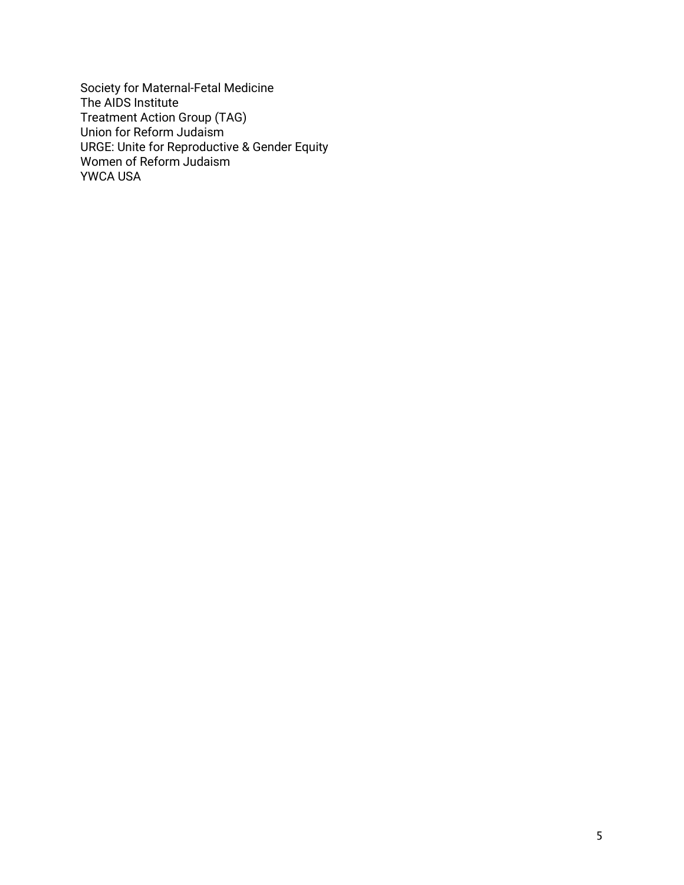Society for Maternal-Fetal Medicine
The AIDS Institute
Treatment Action Group (TAG)
Union for Reform Judaism
URGE: Unite for Reproductive & Gender Equity
Women of Reform Judaism
YWCA USA